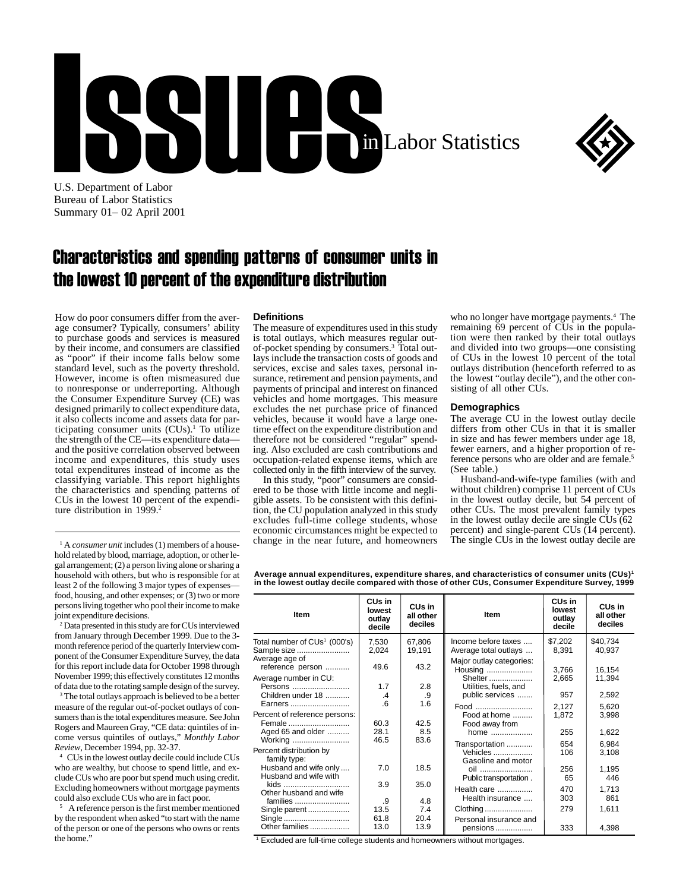# Issues in Labor Statistics

U.S. Department of Labor
Bureau of Labor Statistics
Summary 01– 02 April 2001

## Characteristics and spending patterns of consumer units in the lowest 10 percent of the expenditure distribution

How do poor consumers differ from the average consumer? Typically, consumers' ability to purchase goods and services is measured by their income, and consumers are classified as "poor" if their income falls below some standard level, such as the poverty threshold. However, income is often mismeasured due to nonresponse or underreporting. Although the Consumer Expenditure Survey (CE) was designed primarily to collect expenditure data, it also collects income and assets data for participating consumer units (CUs).[1] To utilize the strength of the CE—its expenditure data—and the positive correlation observed between income and expenditures, this study uses total expenditures instead of income as the classifying variable. This report highlights the characteristics and spending patterns of CUs in the lowest 10 percent of the expenditure distribution in 1999.[2]

### Definitions

The measure of expenditures used in this study is total outlays, which measures regular out-of-pocket spending by consumers.[3] Total outlays include the transaction costs of goods and services, excise and sales taxes, personal insurance, retirement and pension payments, and payments of principal and interest on financed vehicles and home mortgages. This measure excludes the net purchase price of financed vehicles, because it would have a large one-time effect on the expenditure distribution and therefore not be considered "regular" spending. Also excluded are cash contributions and occupation-related expense items, which are collected only in the fifth interview of the survey.

In this study, "poor" consumers are considered to be those with little income and negligible assets. To be consistent with this definition, the CU population analyzed in this study excludes full-time college students, whose economic circumstances might be expected to change in the near future, and homeowners who no longer have mortgage payments.[4] The remaining 69 percent of CUs in the population were then ranked by their total outlays and divided into two groups—one consisting of CUs in the lowest 10 percent of the total outlays distribution (henceforth referred to as the lowest "outlay decile"), and the other consisting of all other CUs.

### Demographics

The average CU in the lowest outlay decile differs from other CUs in that it is smaller in size and has fewer members under age 18, fewer earners, and a higher proportion of reference persons who are older and are female.[5] (See table.)

Husband-and-wife-type families (with and without children) comprise 11 percent of CUs in the lowest outlay decile, but 54 percent of other CUs. The most prevalent family types in the lowest outlay decile are single CUs (62 percent) and single-parent CUs (14 percent). The single CUs in the lowest outlay decile are

**Average annual expenditures, expenditure shares, and characteristics of consumer units (CUs)[1] in the lowest outlay decile compared with those of other CUs, Consumer Expenditure Survey, 1999**

| Item | CUs in lowest outlay decile | CUs in all other deciles |
|---|---|---|
| Total number of CUs[1] (000's) | 7,530 | 67,806 |
| Sample size | 2,024 | 19,191 |
| Average age of reference person | 49.6 | 43.2 |
| Average number in CU: | | |
| Persons | 1.7 | 2.8 |
| Children under 18 | .4 | .9 |
| Earners | .6 | 1.6 |
| Percent of reference persons: | | |
| Female | 60.3 | 42.5 |
| Aged 65 and older | 28.1 | 8.5 |
| Working | 46.5 | 83.6 |
| Percent distribution by family type: | | |
| Husband and wife only | 7.0 | 18.5 |
| Husband and wife with kids | 3.9 | 35.0 |
| Other husband and wife families | .9 | 4.8 |
| Single parent | 13.5 | 7.4 |
| Single | 61.8 | 20.4 |
| Other families | 13.0 | 13.9 |
| Income before taxes | $7,202 | $40,734 |
| Average total outlays | 8,391 | 40,937 |
| Major outlay categories: | | |
| Housing | 3,766 | 16,154 |
| Shelter | 2,665 | 11,394 |
| Utilities, fuels, and public services | 957 | 2,592 |
| Food | 2,127 | 5,620 |
| Food at home | 1,872 | 3,998 |
| Food away from home | 255 | 1,622 |
| Transportation | 654 | 6,984 |
| Vehicles | 106 | 3,108 |
| Gasoline and motor oil | 256 | 1,195 |
| Public transportation | 65 | 446 |
| Health care | 470 | 1,713 |
| Health insurance | 303 | 861 |
| Clothing | 279 | 1,611 |
| Personal insurance and pensions | 333 | 4,398 |

[1] Excluded are full-time college students and homeowners without mortgages.

---

[1] A *consumer unit* includes (1) members of a household related by blood, marriage, adoption, or other legal arrangement; (2) a person living alone or sharing a household with others, but who is responsible for at least 2 of the following 3 major types of expenses—food, housing, and other expenses; or (3) two or more persons living together who pool their income to make joint expenditure decisions.

[2] Data presented in this study are for CUs interviewed from January through December 1999. Due to the 3-month reference period of the quarterly Interview component of the Consumer Expenditure Survey, the data for this report include data for October 1998 through November 1999; this effectively constitutes 12 months of data due to the rotating sample design of the survey.

[3] The total outlays approach is believed to be a better measure of the regular out-of-pocket outlays of consumers than is the total expenditures measure. See John Rogers and Maureen Gray, "CE data: quintiles of income versus quintiles of outlays," *Monthly Labor Review*, December 1994, pp. 32-37.

[4] CUs in the lowest outlay decile could include CUs who are wealthy, but choose to spend little, and exclude CUs who are poor but spend much using credit. Excluding homeowners without mortgage payments could also exclude CUs who are in fact poor.

[5] A reference person is the first member mentioned by the respondent when asked "to start with the name of the person or one of the persons who owns or rents the home."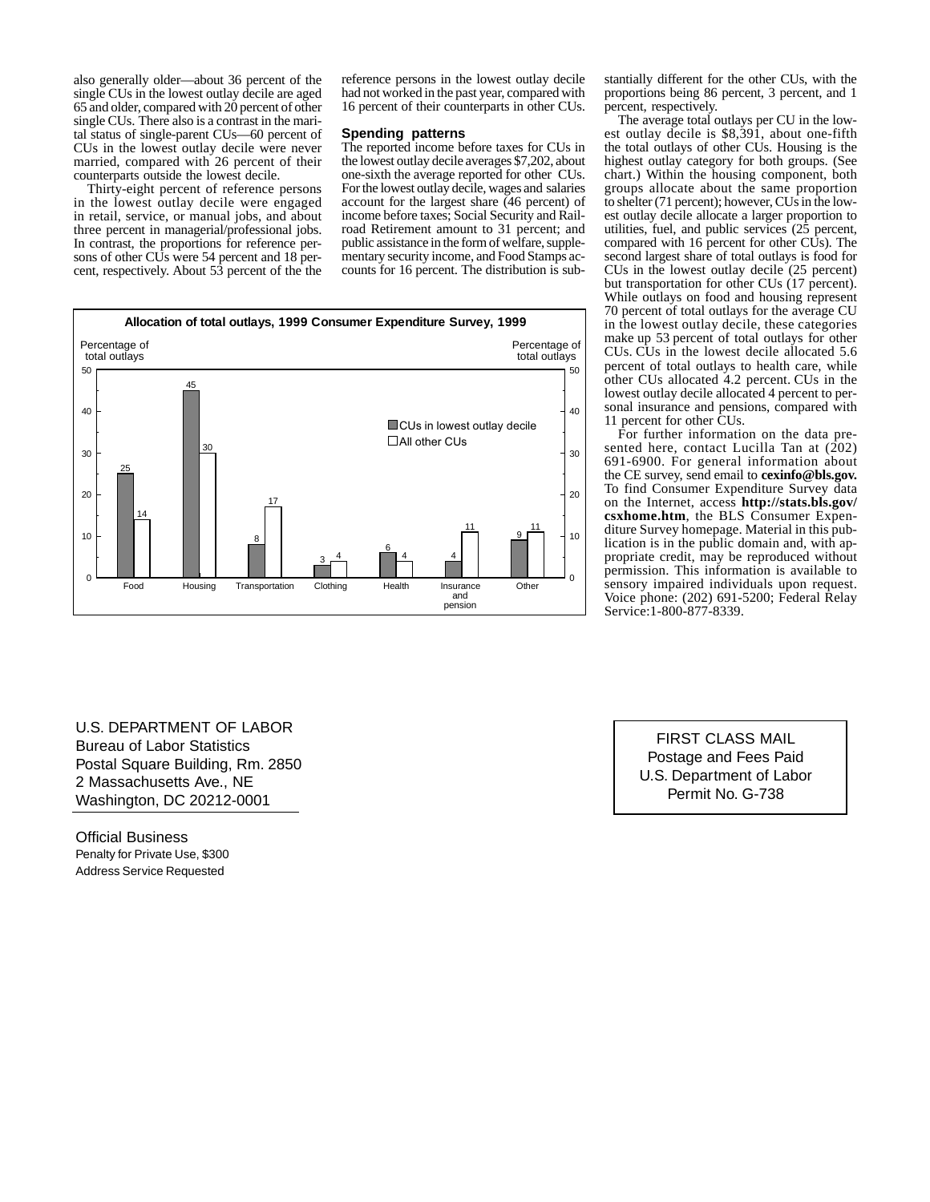also generally older—about 36 percent of the single CUs in the lowest outlay decile are aged 65 and older, compared with 20 percent of other single CUs. There also is a contrast in the marital status of single-parent CUs—60 percent of CUs in the lowest outlay decile were never married, compared with 26 percent of their counterparts outside the lowest decile.

Thirty-eight percent of reference persons in the lowest outlay decile were engaged in retail, service, or manual jobs, and about three percent in managerial/professional jobs. In contrast, the proportions for reference persons of other CUs were 54 percent and 18 percent, respectively. About 53 percent of the the reference persons in the lowest outlay decile had not worked in the past year, compared with 16 percent of their counterparts in other CUs.

### Spending patterns

The reported income before taxes for CUs in the lowest outlay decile averages $7,202, about one-sixth the average reported for other CUs. For the lowest outlay decile, wages and salaries account for the largest share (46 percent) of income before taxes; Social Security and Railroad Retirement amount to 31 percent; and public assistance in the form of welfare, supplementary security income, and Food Stamps accounts for 16 percent. The distribution is substantially different for the other CUs, with the proportions being 86 percent, 3 percent, and 1 percent, respectively.

The average total outlays per CU in the lowest outlay decile is $8,391, about one-fifth the total outlays of other CUs. Housing is the highest outlay category for both groups. (See chart.) Within the housing component, both groups allocate about the same proportion to shelter (71 percent); however, CUs in the lowest outlay decile allocate a larger proportion to utilities, fuel, and public services (25 percent, compared with 16 percent for other CUs). The second largest share of total outlays is food for CUs in the lowest outlay decile (25 percent) but transportation for other CUs (17 percent). While outlays on food and housing represent 70 percent of total outlays for the average CU in the lowest outlay decile, these categories make up 53 percent of total outlays for other CUs. CUs in the lowest decile allocated 5.6 percent of total outlays to health care, while other CUs allocated 4.2 percent. CUs in the lowest outlay decile allocated 4 percent to personal insurance and pensions, compared with 11 percent for other CUs.

For further information on the data presented here, contact Lucilla Tan at (202) 691-6900. For general information about the CE survey, send email to **cexinfo@bls.gov.** To find Consumer Expenditure Survey data on the Internet, access **http://stats.bls.gov/csxhome.htm**, the BLS Consumer Expenditure Survey homepage. Material in this publication is in the public domain and, with appropriate credit, may be reproduced without permission. This information is available to sensory impaired individuals upon request. Voice phone: (202) 691-5200; Federal Relay Service:1-800-877-8339.

**Allocation of total outlays, 1999 Consumer Expenditure Survey, 1999**

Percentage of total outlays

50, 40, 30, 20, 10, 0

CUs in lowest outlay decile
All other CUs

Food: 25, 14
Housing: 45, 30
Transportation: 8, 17
Clothing: 3, 4
Health: 6, 4
Insurance and pension: 4, 11
Other: 9, 11

U.S. DEPARTMENT OF LABOR
Bureau of Labor Statistics
Postal Square Building, Rm. 2850
2 Massachusetts Ave., NE
Washington, DC 20212-0001

Official Business
Penalty for Private Use, $300
Address Service Requested

FIRST CLASS MAIL
Postage and Fees Paid
U.S. Department of Labor
Permit No. G-738